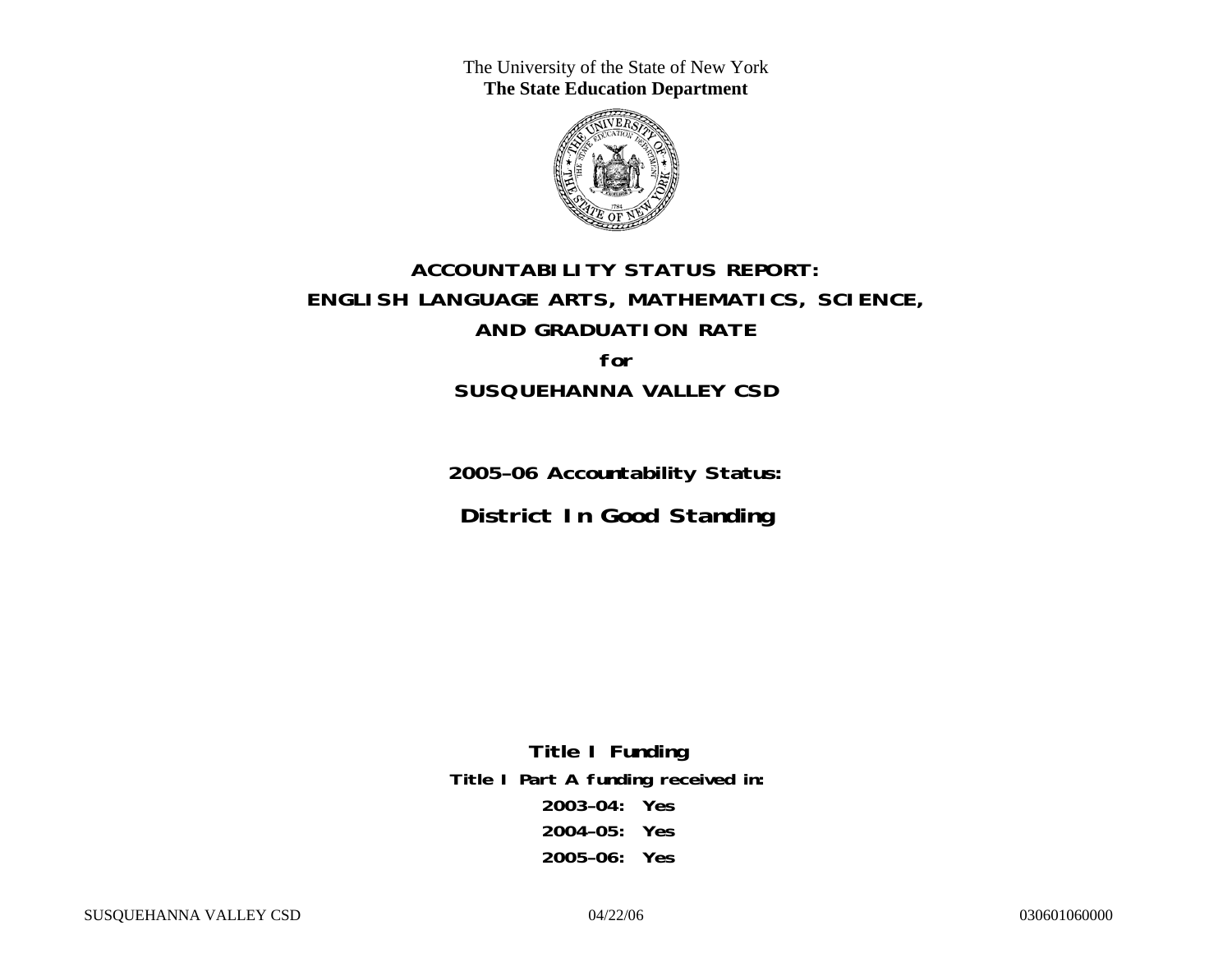The University of the State of New York
**The State Education Department**

# ACCOUNTABILITY STATUS REPORT: ENGLISH LANGUAGE ARTS, MATHEMATICS, SCIENCE, AND GRADUATION RATE

**for**

## SUSQUEHANNA VALLEY CSD

**2005–06 Accountability Status:**

## District In Good Standing

**Title I Funding**

**Title I Part A funding received in:**

**2003–04: Yes**

**2004–05: Yes**

**2005–06: Yes**

SUSQUEHANNA VALLEY CSD 04/22/06 030601060000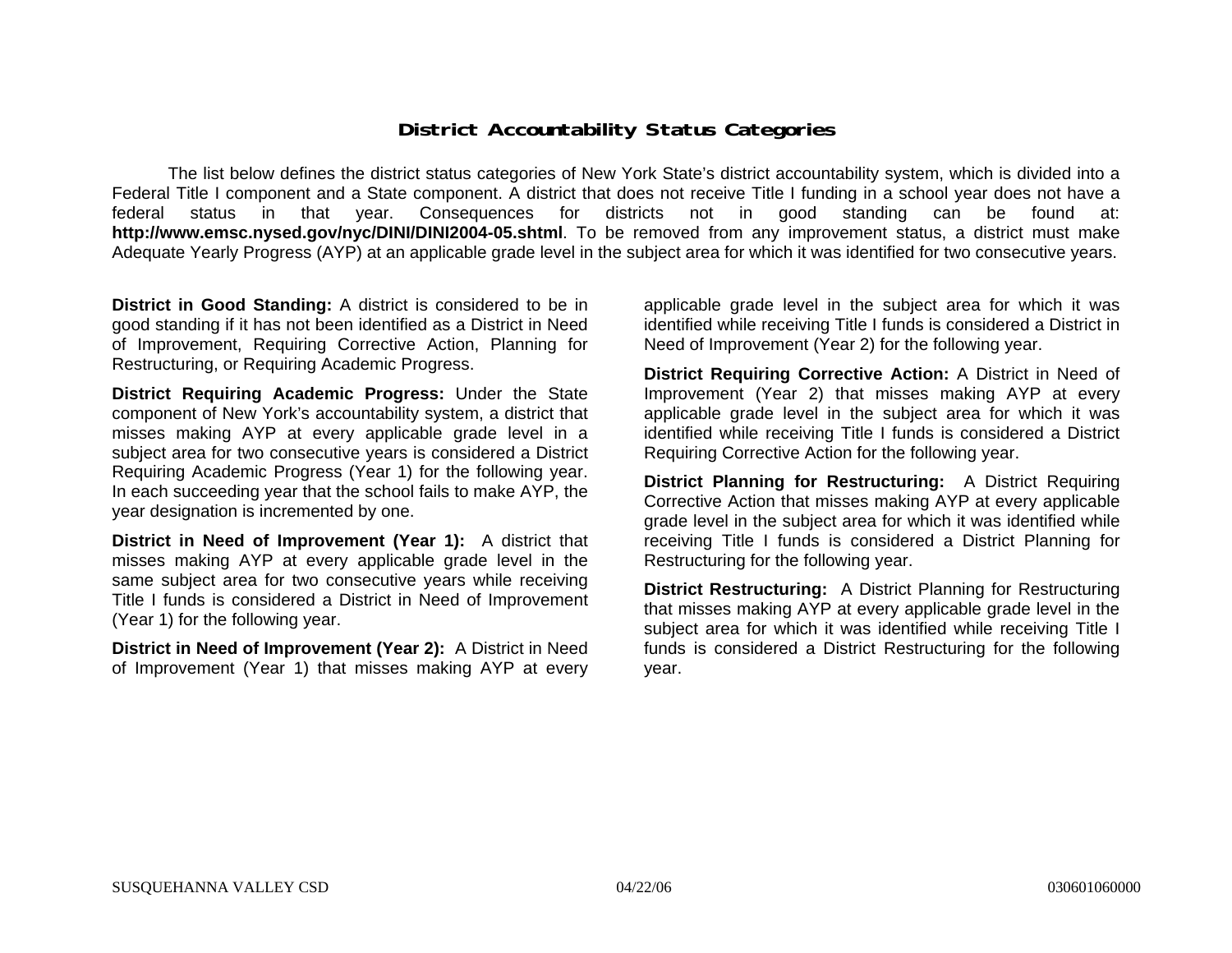## District Accountability Status Categories

The list below defines the district status categories of New York State's district accountability system, which is divided into a Federal Title I component and a State component. A district that does not receive Title I funding in a school year does not have a federal status in that year. Consequences for districts not in good standing can be found at: **http://www.emsc.nysed.gov/nyc/DINI/DINI2004-05.shtml**. To be removed from any improvement status, a district must make Adequate Yearly Progress (AYP) at an applicable grade level in the subject area for which it was identified for two consecutive years.

**District in Good Standing:** A district is considered to be in good standing if it has not been identified as a District in Need of Improvement, Requiring Corrective Action, Planning for Restructuring, or Requiring Academic Progress.

**District Requiring Academic Progress:** Under the State component of New York's accountability system, a district that misses making AYP at every applicable grade level in a subject area for two consecutive years is considered a District Requiring Academic Progress (Year 1) for the following year. In each succeeding year that the school fails to make AYP, the year designation is incremented by one.

**District in Need of Improvement (Year 1):** A district that misses making AYP at every applicable grade level in the same subject area for two consecutive years while receiving Title I funds is considered a District in Need of Improvement (Year 1) for the following year.

**District in Need of Improvement (Year 2):** A District in Need of Improvement (Year 1) that misses making AYP at every applicable grade level in the subject area for which it was identified while receiving Title I funds is considered a District in Need of Improvement (Year 2) for the following year.

**District Requiring Corrective Action:** A District in Need of Improvement (Year 2) that misses making AYP at every applicable grade level in the subject area for which it was identified while receiving Title I funds is considered a District Requiring Corrective Action for the following year.

**District Planning for Restructuring:** A District Requiring Corrective Action that misses making AYP at every applicable grade level in the subject area for which it was identified while receiving Title I funds is considered a District Planning for Restructuring for the following year.

**District Restructuring:** A District Planning for Restructuring that misses making AYP at every applicable grade level in the subject area for which it was identified while receiving Title I funds is considered a District Restructuring for the following year.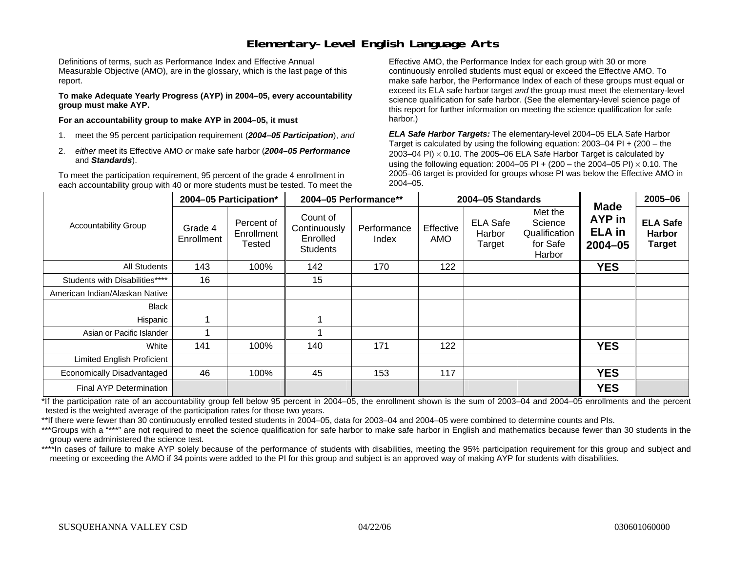# Elementary-Level English Language Arts

Definitions of terms, such as Performance Index and Effective Annual Measurable Objective (AMO), are in the glossary, which is the last page of this report.

**To make Adequate Yearly Progress (AYP) in 2004–05, every accountability group must make AYP.**

**For an accountability group to make AYP in 2004–05, it must**

1. meet the 95 percent participation requirement (***2004–05 Participation***), *and*
2. *either* meet its Effective AMO *or* make safe harbor (***2004–05 Performance*** and ***Standards***).

To meet the participation requirement, 95 percent of the grade 4 enrollment in each accountability group with 40 or more students must be tested. To meet the Effective AMO, the Performance Index for each group with 30 or more continuously enrolled students must equal or exceed the Effective AMO. To make safe harbor, the Performance Index of each of these groups must equal or exceed its ELA safe harbor target *and* the group must meet the elementary-level science qualification for safe harbor. (See the elementary-level science page of this report for further information on meeting the science qualification for safe harbor.)

***ELA Safe Harbor Targets:*** The elementary-level 2004–05 ELA Safe Harbor Target is calculated by using the following equation: 2003–04 PI + (200 – the 2003–04 PI) $\times$ 0.10. The 2005–06 ELA Safe Harbor Target is calculated by using the following equation: 2004–05 PI + (200 – the 2004–05 PI) $\times$ 0.10. The 2005–06 target is provided for groups whose PI was below the Effective AMO in 2004–05.

| Accountability Group | 2004–05 Participation* | | 2004–05 Performance** | | 2004–05 Standards | | | Made AYP in ELA in 2004–05 | 2005–06 |
|---|---|---|---|---|---|---|---|---|---|
| | Grade 4 Enrollment | Percent of Enrollment Tested | Count of Continuously Enrolled Students | Performance Index | Effective AMO | ELA Safe Harbor Target | Met the Science Qualification for Safe Harbor | | ELA Safe Harbor Target |
| All Students | 143 | 100% | 142 | 170 | 122 | | | **YES** | |
| Students with Disabilities**** | 16 | | 15 | | | | | | |
| American Indian/Alaskan Native | | | | | | | | | |
| Black | | | | | | | | | |
| Hispanic | 1 | | 1 | | | | | | |
| Asian or Pacific Islander | 1 | | 1 | | | | | | |
| White | 141 | 100% | 140 | 171 | 122 | | | **YES** | |
| Limited English Proficient | | | | | | | | | |
| Economically Disadvantaged | 46 | 100% | 45 | 153 | 117 | | | **YES** | |
| Final AYP Determination | | | | | | | | **YES** | |

*If the participation rate of an accountability group fell below 95 percent in 2004–05, the enrollment shown is the sum of 2003–04 and 2004–05 enrollments and the percent tested is the weighted average of the participation rates for those two years.

**If there were fewer than 30 continuously enrolled tested students in 2004–05, data for 2003–04 and 2004–05 were combined to determine counts and PIs.

***Groups with a "***" are not required to meet the science qualification for safe harbor to make safe harbor in English and mathematics because fewer than 30 students in the group were administered the science test.

****In cases of failure to make AYP solely because of the performance of students with disabilities, meeting the 95% participation requirement for this group and subject and meeting or exceeding the AMO if 34 points were added to the PI for this group and subject is an approved way of making AYP for students with disabilities.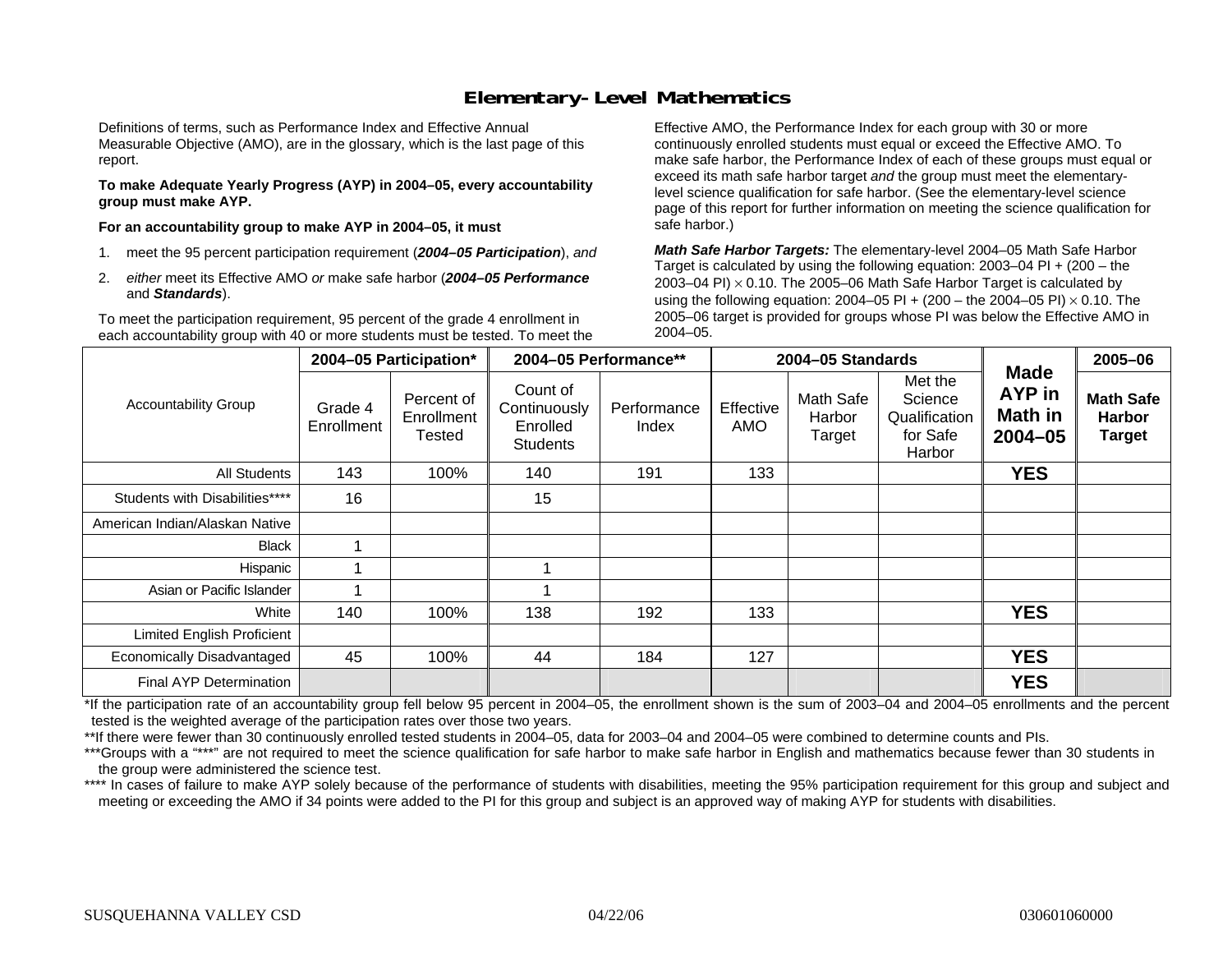# Elementary-Level Mathematics

Definitions of terms, such as Performance Index and Effective Annual Measurable Objective (AMO), are in the glossary, which is the last page of this report.

**To make Adequate Yearly Progress (AYP) in 2004–05, every accountability group must make AYP.**

**For an accountability group to make AYP in 2004–05, it must**

1. meet the 95 percent participation requirement (***2004–05 Participation***), *and*
2. *either* meet its Effective AMO *or* make safe harbor (***2004–05 Performance*** and ***Standards***).

To meet the participation requirement, 95 percent of the grade 4 enrollment in each accountability group with 40 or more students must be tested. To meet the Effective AMO, the Performance Index for each group with 30 or more continuously enrolled students must equal or exceed the Effective AMO. To make safe harbor, the Performance Index of each of these groups must equal or exceed its math safe harbor target *and* the group must meet the elementary-level science qualification for safe harbor. (See the elementary-level science page of this report for further information on meeting the science qualification for safe harbor.)

***Math Safe Harbor Targets:*** The elementary-level 2004–05 Math Safe Harbor Target is calculated by using the following equation: 2003–04 PI + (200 – the 2003–04 PI) $\times$ 0.10. The 2005–06 Math Safe Harbor Target is calculated by using the following equation: 2004–05 PI + (200 – the 2004–05 PI) $\times$ 0.10. The 2005–06 target is provided for groups whose PI was below the Effective AMO in 2004–05.

| Accountability Group | 2004–05 Participation* | | 2004–05 Performance** | | 2004–05 Standards | | | Made AYP in Math in 2004–05 | 2005–06 |
|---|---|---|---|---|---|---|---|---|---|
| | Grade 4 Enrollment | Percent of Enrollment Tested | Count of Continuously Enrolled Students | Performance Index | Effective AMO | Math Safe Harbor Target | Met the Science Qualification for Safe Harbor | | Math Safe Harbor Target |
| All Students | 143 | 100% | 140 | 191 | 133 | | | **YES** | |
| Students with Disabilities**** | 16 | | 15 | | | | | | |
| American Indian/Alaskan Native | | | | | | | | | |
| Black | 1 | | | | | | | | |
| Hispanic | 1 | | 1 | | | | | | |
| Asian or Pacific Islander | 1 | | 1 | | | | | | |
| White | 140 | 100% | 138 | 192 | 133 | | | **YES** | |
| Limited English Proficient | | | | | | | | | |
| Economically Disadvantaged | 45 | 100% | 44 | 184 | 127 | | | **YES** | |
| Final AYP Determination | | | | | | | | **YES** | |

*If the participation rate of an accountability group fell below 95 percent in 2004–05, the enrollment shown is the sum of 2003–04 and 2004–05 enrollments and the percent tested is the weighted average of the participation rates over those two years.

**If there were fewer than 30 continuously enrolled tested students in 2004–05, data for 2003–04 and 2004–05 were combined to determine counts and PIs.

***Groups with a "***" are not required to meet the science qualification for safe harbor to make safe harbor in English and mathematics because fewer than 30 students in the group were administered the science test.

**** In cases of failure to make AYP solely because of the performance of students with disabilities, meeting the 95% participation requirement for this group and subject and meeting or exceeding the AMO if 34 points were added to the PI for this group and subject is an approved way of making AYP for students with disabilities.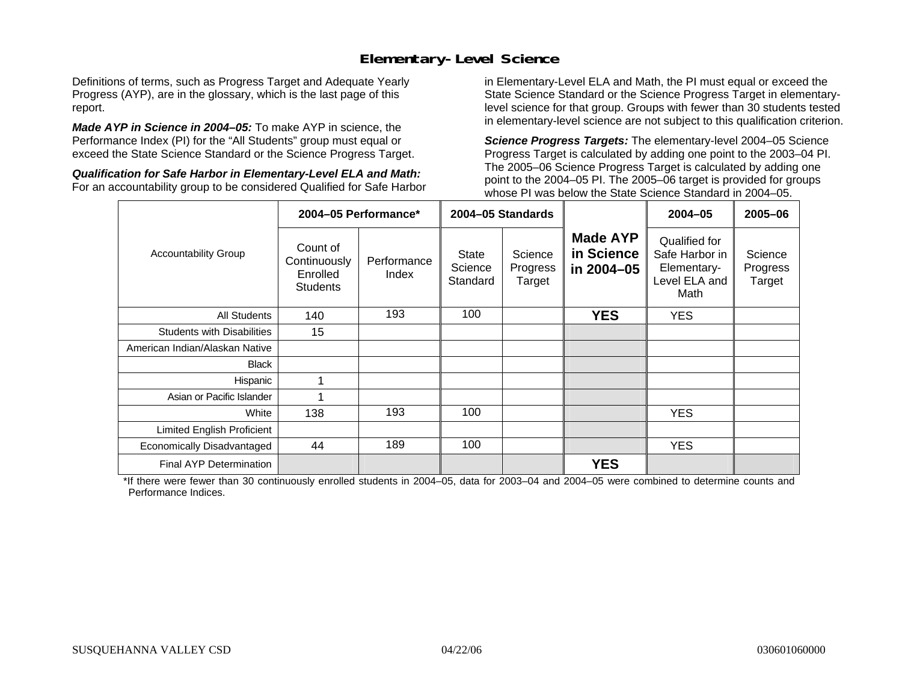## Elementary-Level Science

Definitions of terms, such as Progress Target and Adequate Yearly Progress (AYP), are in the glossary, which is the last page of this report.

***Made AYP in Science in 2004–05:*** To make AYP in science, the Performance Index (PI) for the "All Students" group must equal or exceed the State Science Standard or the Science Progress Target.

***Qualification for Safe Harbor in Elementary-Level ELA and Math:*** For an accountability group to be considered Qualified for Safe Harbor in Elementary-Level ELA and Math, the PI must equal or exceed the State Science Standard or the Science Progress Target in elementary-level science for that group. Groups with fewer than 30 students tested in elementary-level science are not subject to this qualification criterion.

***Science Progress Targets:*** The elementary-level 2004–05 Science Progress Target is calculated by adding one point to the 2003–04 PI. The 2005–06 Science Progress Target is calculated by adding one point to the 2004–05 PI. The 2005–06 target is provided for groups whose PI was below the State Science Standard in 2004–05.

| Accountability Group | 2004–05 Performance* | | 2004–05 Standards | | Made AYP in Science in 2004–05 | 2004–05 | 2005–06 |
|---|---|---|---|---|---|---|---|
| | Count of Continuously Enrolled Students | Performance Index | State Science Standard | Science Progress Target | | Qualified for Safe Harbor in Elementary-Level ELA and Math | Science Progress Target |
| All Students | 140 | 193 | 100 | | **YES** | YES | |
| Students with Disabilities | 15 | | | | | | |
| American Indian/Alaskan Native | | | | | | | |
| Black | | | | | | | |
| Hispanic | 1 | | | | | | |
| Asian or Pacific Islander | 1 | | | | | | |
| White | 138 | 193 | 100 | | | YES | |
| Limited English Proficient | | | | | | | |
| Economically Disadvantaged | 44 | 189 | 100 | | | YES | |
| Final AYP Determination | | | | | **YES** | | |

*If there were fewer than 30 continuously enrolled students in 2004–05, data for 2003–04 and 2004–05 were combined to determine counts and Performance Indices.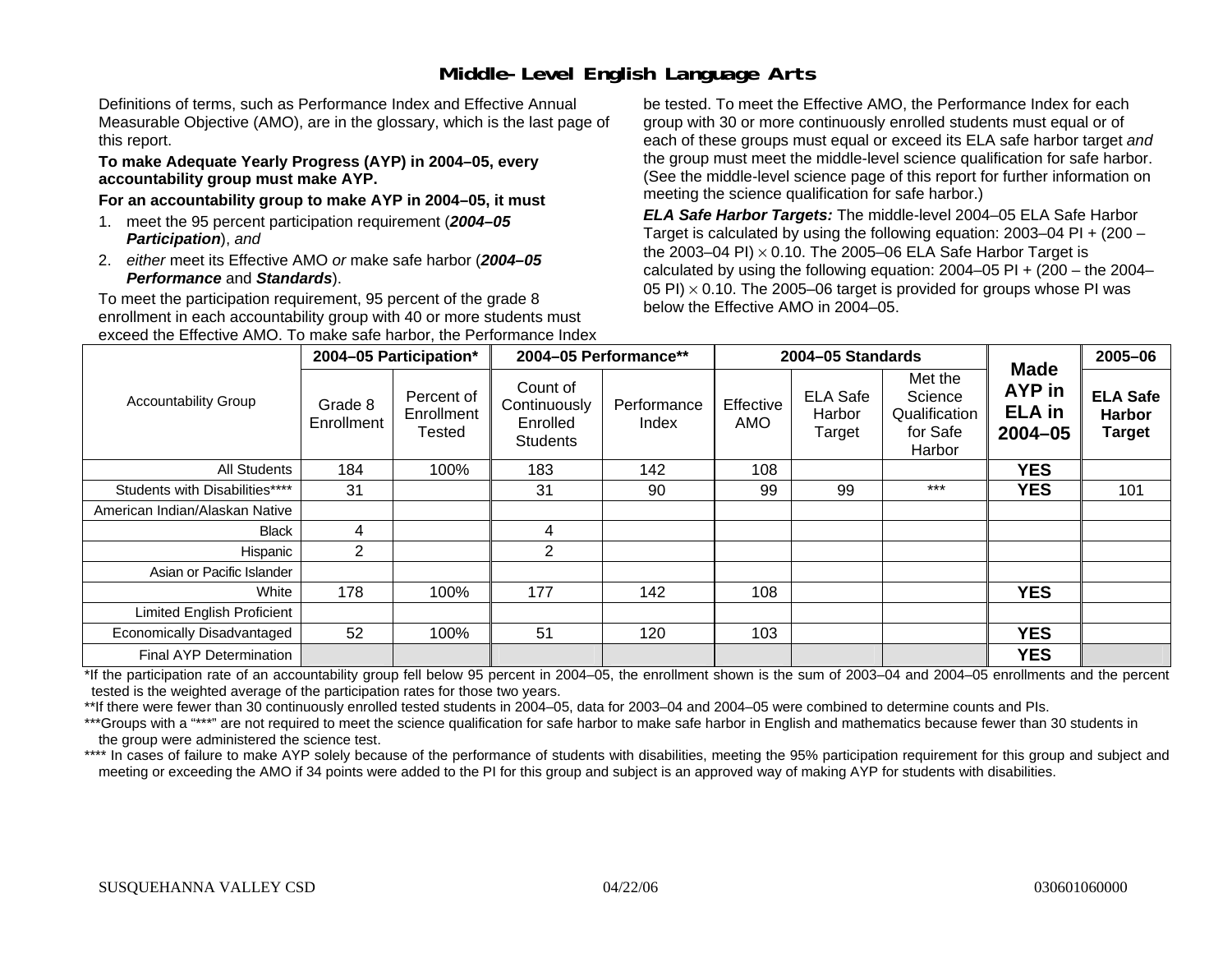# Middle-Level English Language Arts

Definitions of terms, such as Performance Index and Effective Annual Measurable Objective (AMO), are in the glossary, which is the last page of this report.

**To make Adequate Yearly Progress (AYP) in 2004–05, every accountability group must make AYP.**

**For an accountability group to make AYP in 2004–05, it must**

1. meet the 95 percent participation requirement (***2004–05 Participation***), *and*
2. *either* meet its Effective AMO *or* make safe harbor (***2004–05 Performance*** and ***Standards***).

To meet the participation requirement, 95 percent of the grade 8 enrollment in each accountability group with 40 or more students must be tested. To meet the Effective AMO, the Performance Index for each group with 30 or more continuously enrolled students must equal or exceed the Effective AMO. To make safe harbor, the Performance Index of each of these groups must equal or exceed its ELA safe harbor target *and* the group must meet the middle-level science qualification for safe harbor. (See the middle-level science page of this report for further information on meeting the science qualification for safe harbor.)

***ELA Safe Harbor Targets:*** The middle-level 2004–05 ELA Safe Harbor Target is calculated by using the following equation: 2003–04 PI + (200 – the 2003–04 PI) $\times$ 0.10. The 2005–06 ELA Safe Harbor Target is calculated by using the following equation: 2004–05 PI + (200 – the 2004–05 PI) $\times$ 0.10. The 2005–06 target is provided for groups whose PI was below the Effective AMO in 2004–05.

| Accountability Group | 2004–05 Participation* | | 2004–05 Performance** | | 2004–05 Standards | | | Made AYP in ELA in 2004–05 | 2005–06 |
|---|---|---|---|---|---|---|---|---|---|
| | Grade 8 Enrollment | Percent of Enrollment Tested | Count of Continuously Enrolled Students | Performance Index | Effective AMO | ELA Safe Harbor Target | Met the Science Qualification for Safe Harbor | | ELA Safe Harbor Target |
| All Students | 184 | 100% | 183 | 142 | 108 | | | YES | |
| Students with Disabilities**** | 31 | | 31 | 90 | 99 | 99 | *** | YES | 101 |
| American Indian/Alaskan Native | | | | | | | | | |
| Black | 4 | | 4 | | | | | | |
| Hispanic | 2 | | 2 | | | | | | |
| Asian or Pacific Islander | | | | | | | | | |
| White | 178 | 100% | 177 | 142 | 108 | | | YES | |
| Limited English Proficient | | | | | | | | | |
| Economically Disadvantaged | 52 | 100% | 51 | 120 | 103 | | | YES | |
| Final AYP Determination | | | | | | | | YES | |

*If the participation rate of an accountability group fell below 95 percent in 2004–05, the enrollment shown is the sum of 2003–04 and 2004–05 enrollments and the percent tested is the weighted average of the participation rates for those two years.

**If there were fewer than 30 continuously enrolled tested students in 2004–05, data for 2003–04 and 2004–05 were combined to determine counts and PIs.

***Groups with a "***" are not required to meet the science qualification for safe harbor to make safe harbor in English and mathematics because fewer than 30 students in the group were administered the science test.

**** In cases of failure to make AYP solely because of the performance of students with disabilities, meeting the 95% participation requirement for this group and subject and meeting or exceeding the AMO if 34 points were added to the PI for this group and subject is an approved way of making AYP for students with disabilities.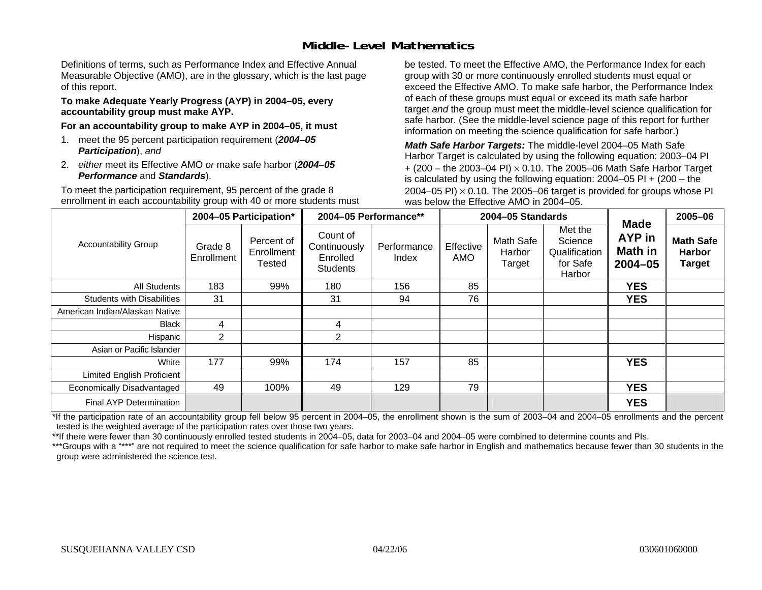## Middle-Level Mathematics

Definitions of terms, such as Performance Index and Effective Annual Measurable Objective (AMO), are in the glossary, which is the last page of this report.

**To make Adequate Yearly Progress (AYP) in 2004–05, every accountability group must make AYP.**

**For an accountability group to make AYP in 2004–05, it must**

1. meet the 95 percent participation requirement (***2004–05 Participation***), *and*
2. *either* meet its Effective AMO *or* make safe harbor (***2004–05 Performance*** and ***Standards***).

To meet the participation requirement, 95 percent of the grade 8 enrollment in each accountability group with 40 or more students must be tested. To meet the Effective AMO, the Performance Index for each group with 30 or more continuously enrolled students must equal or exceed the Effective AMO. To make safe harbor, the Performance Index of each of these groups must equal or exceed its math safe harbor target *and* the group must meet the middle-level science qualification for safe harbor. (See the middle-level science page of this report for further information on meeting the science qualification for safe harbor.)

***Math Safe Harbor Targets:*** The middle-level 2004–05 Math Safe Harbor Target is calculated by using the following equation: 2003–04 PI + (200 – the 2003–04 PI) $\times$ 0.10. The 2005–06 Math Safe Harbor Target is calculated by using the following equation: 2004–05 PI + (200 – the 2004–05 PI) $\times$ 0.10. The 2005–06 target is provided for groups whose PI was below the Effective AMO in 2004–05.

| Accountability Group | 2004–05 Participation* | | 2004–05 Performance** | | 2004–05 Standards | | | Made AYP in Math in 2004–05 | 2005–06 |
|---|---|---|---|---|---|---|---|---|---|
| | Grade 8 Enrollment | Percent of Enrollment Tested | Count of Continuously Enrolled Students | Performance Index | Effective AMO | Math Safe Harbor Target | Met the Science Qualification for Safe Harbor | | Math Safe Harbor Target |
| All Students | 183 | 99% | 180 | 156 | 85 | | | YES | |
| Students with Disabilities | 31 | | 31 | 94 | 76 | | | YES | |
| American Indian/Alaskan Native | | | | | | | | | |
| Black | 4 | | 4 | | | | | | |
| Hispanic | 2 | | 2 | | | | | | |
| Asian or Pacific Islander | | | | | | | | | |
| White | 177 | 99% | 174 | 157 | 85 | | | YES | |
| Limited English Proficient | | | | | | | | | |
| Economically Disadvantaged | 49 | 100% | 49 | 129 | 79 | | | YES | |
| Final AYP Determination | | | | | | | | YES | |

*If the participation rate of an accountability group fell below 95 percent in 2004–05, the enrollment shown is the sum of 2003–04 and 2004–05 enrollments and the percent tested is the weighted average of the participation rates over those two years.

**If there were fewer than 30 continuously enrolled tested students in 2004–05, data for 2003–04 and 2004–05 were combined to determine counts and PIs.

***Groups with a "***" are not required to meet the science qualification for safe harbor to make safe harbor in English and mathematics because fewer than 30 students in the group were administered the science test.

SUSQUEHANNA VALLEY CSD 04/22/06 030601060000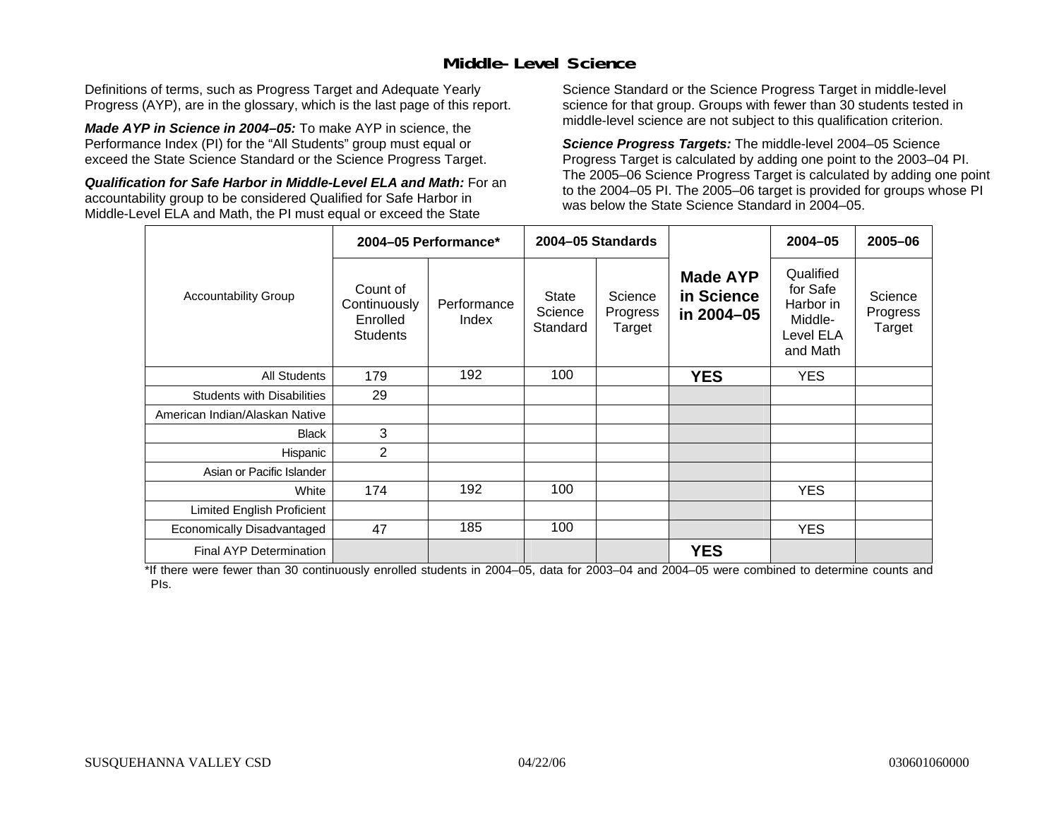## Middle-Level Science

Definitions of terms, such as Progress Target and Adequate Yearly Progress (AYP), are in the glossary, which is the last page of this report.

***Made AYP in Science in 2004–05:*** To make AYP in science, the Performance Index (PI) for the "All Students" group must equal or exceed the State Science Standard or the Science Progress Target.

***Qualification for Safe Harbor in Middle-Level ELA and Math:*** For an accountability group to be considered Qualified for Safe Harbor in Middle-Level ELA and Math, the PI must equal or exceed the State Science Standard or the Science Progress Target in middle-level science for that group. Groups with fewer than 30 students tested in middle-level science are not subject to this qualification criterion.

***Science Progress Targets:*** The middle-level 2004–05 Science Progress Target is calculated by adding one point to the 2003–04 PI. The 2005–06 Science Progress Target is calculated by adding one point to the 2004–05 PI. The 2005–06 target is provided for groups whose PI was below the State Science Standard in 2004–05.

| Accountability Group | 2004–05 Performance* | | 2004–05 Standards | | Made AYP in Science in 2004–05 | 2004–05 | 2005–06 |
|---|---|---|---|---|---|---|---|
| | Count of Continuously Enrolled Students | Performance Index | State Science Standard | Science Progress Target | | Qualified for Safe Harbor in Middle-Level ELA and Math | Science Progress Target |
| All Students | 179 | 192 | 100 | | **YES** | YES | |
| Students with Disabilities | 29 | | | | | | |
| American Indian/Alaskan Native | | | | | | | |
| Black | 3 | | | | | | |
| Hispanic | 2 | | | | | | |
| Asian or Pacific Islander | | | | | | | |
| White | 174 | 192 | 100 | | | YES | |
| Limited English Proficient | | | | | | | |
| Economically Disadvantaged | 47 | 185 | 100 | | | YES | |
| Final AYP Determination | | | | | **YES** | | |

*If there were fewer than 30 continuously enrolled students in 2004–05, data for 2003–04 and 2004–05 were combined to determine counts and PIs.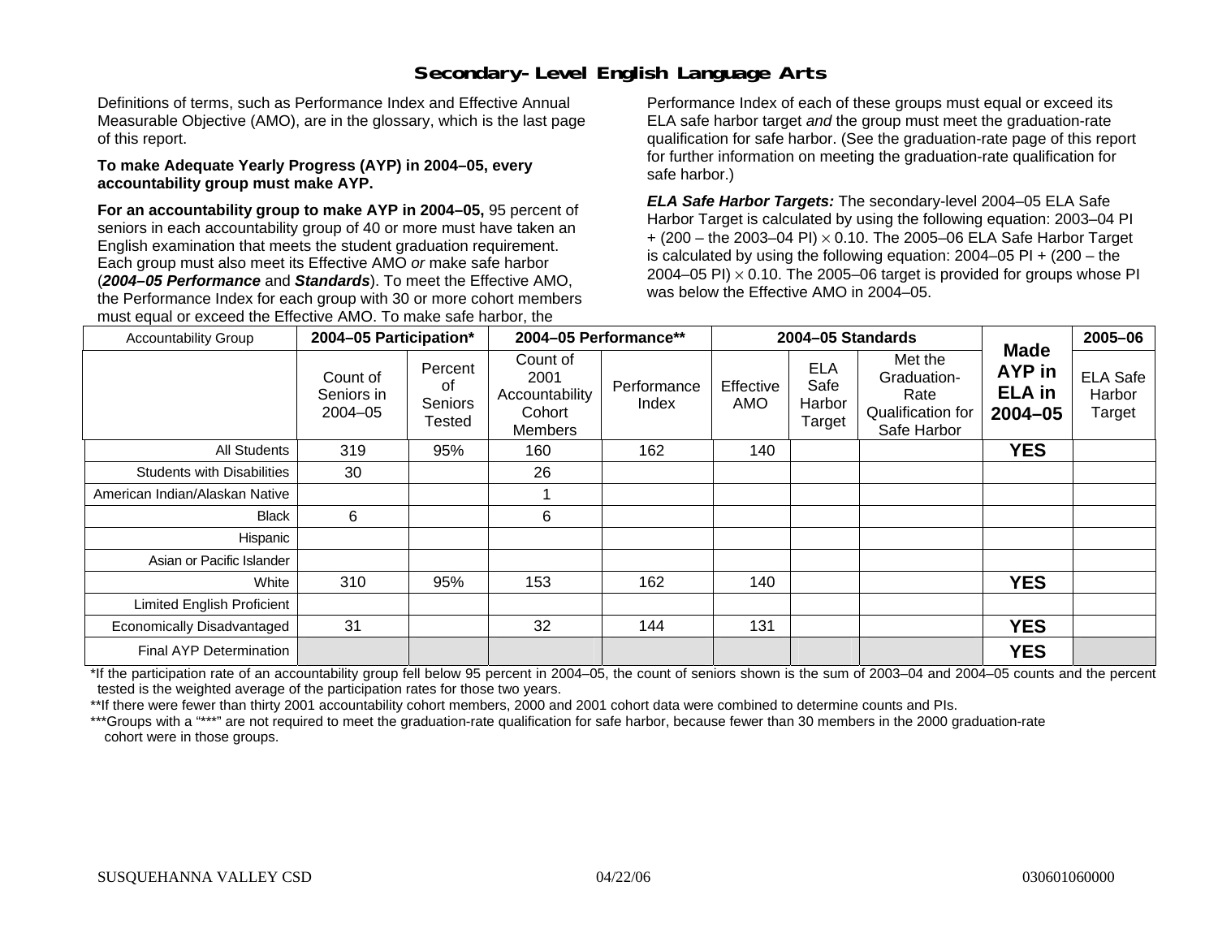# Secondary-Level English Language Arts

Definitions of terms, such as Performance Index and Effective Annual Measurable Objective (AMO), are in the glossary, which is the last page of this report.

**To make Adequate Yearly Progress (AYP) in 2004–05, every accountability group must make AYP.**

**For an accountability group to make AYP in 2004–05,** 95 percent of seniors in each accountability group of 40 or more must have taken an English examination that meets the student graduation requirement. Each group must also meet its Effective AMO *or* make safe harbor (***2004–05 Performance*** and ***Standards***). To meet the Effective AMO, the Performance Index for each group with 30 or more cohort members must equal or exceed the Effective AMO. To make safe harbor, the Performance Index of each of these groups must equal or exceed its ELA safe harbor target *and* the group must meet the graduation-rate qualification for safe harbor. (See the graduation-rate page of this report for further information on meeting the graduation-rate qualification for safe harbor.)

***ELA Safe Harbor Targets:*** The secondary-level 2004–05 ELA Safe Harbor Target is calculated by using the following equation: 2003–04 PI + (200 – the 2003–04 PI) $\times$ 0.10. The 2005–06 ELA Safe Harbor Target is calculated by using the following equation: 2004–05 PI + (200 – the 2004–05 PI) $\times$ 0.10. The 2005–06 target is provided for groups whose PI was below the Effective AMO in 2004–05.

| Accountability Group | 2004–05 Participation* | | 2004–05 Performance** | | 2004–05 Standards | | | Made AYP in ELA in 2004–05 | 2005–06 |
|---|---|---|---|---|---|---|---|---|---|
| | Count of Seniors in 2004–05 | Percent of Seniors Tested | Count of 2001 Accountability Cohort Members | Performance Index | Effective AMO | ELA Safe Harbor Target | Met the Graduation-Rate Qualification for Safe Harbor | | ELA Safe Harbor Target |
| All Students | 319 | 95% | 160 | 162 | 140 | | | **YES** | |
| Students with Disabilities | 30 | | 26 | | | | | | |
| American Indian/Alaskan Native | | | 1 | | | | | | |
| Black | 6 | | 6 | | | | | | |
| Hispanic | | | | | | | | | |
| Asian or Pacific Islander | | | | | | | | | |
| White | 310 | 95% | 153 | 162 | 140 | | | **YES** | |
| Limited English Proficient | | | | | | | | | |
| Economically Disadvantaged | 31 | | 32 | 144 | 131 | | | **YES** | |
| Final AYP Determination | | | | | | | | **YES** | |

*If the participation rate of an accountability group fell below 95 percent in 2004–05, the count of seniors shown is the sum of 2003–04 and 2004–05 counts and the percent tested is the weighted average of the participation rates for those two years.

**If there were fewer than thirty 2001 accountability cohort members, 2000 and 2001 cohort data were combined to determine counts and PIs.

***Groups with a "***" are not required to meet the graduation-rate qualification for safe harbor, because fewer than 30 members in the 2000 graduation-rate cohort were in those groups.

SUSQUEHANNA VALLEY CSD 04/22/06 030601060000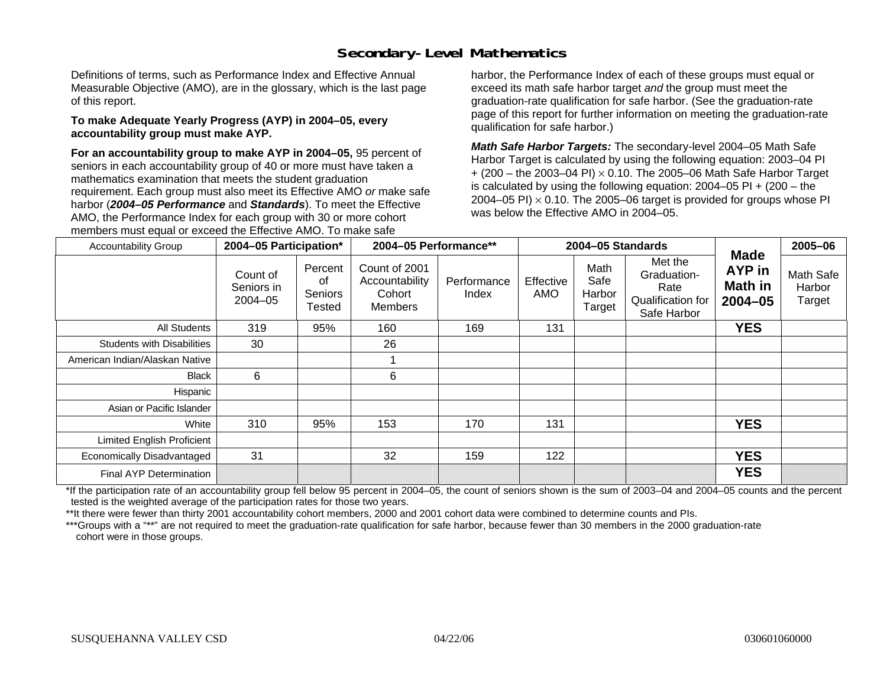# Secondary-Level Mathematics

Definitions of terms, such as Performance Index and Effective Annual Measurable Objective (AMO), are in the glossary, which is the last page of this report.

**To make Adequate Yearly Progress (AYP) in 2004–05, every accountability group must make AYP.**

**For an accountability group to make AYP in 2004–05,** 95 percent of seniors in each accountability group of 40 or more must have taken a mathematics examination that meets the student graduation requirement. Each group must also meet its Effective AMO *or* make safe harbor (***2004–05 Performance*** and ***Standards***). To meet the Effective AMO, the Performance Index for each group with 30 or more cohort members must equal or exceed the Effective AMO. To make safe harbor, the Performance Index of each of these groups must equal or exceed its math safe harbor target *and* the group must meet the graduation-rate qualification for safe harbor. (See the graduation-rate page of this report for further information on meeting the graduation-rate qualification for safe harbor.)

***Math Safe Harbor Targets:*** The secondary-level 2004–05 Math Safe Harbor Target is calculated by using the following equation: 2003–04 PI + (200 – the 2003–04 PI) $\times$ 0.10. The 2005–06 Math Safe Harbor Target is calculated by using the following equation: 2004–05 PI + (200 – the 2004–05 PI) $\times$ 0.10. The 2005–06 target is provided for groups whose PI was below the Effective AMO in 2004–05.

| Accountability Group | 2004–05 Participation* | | 2004–05 Performance** | | 2004–05 Standards | | | Made AYP in Math in 2004–05 | 2005–06 |
|---|---|---|---|---|---|---|---|---|---|
| | Count of Seniors in 2004–05 | Percent of Seniors Tested | Count of 2001 Accountability Cohort Members | Performance Index | Effective AMO | Math Safe Harbor Target | Met the Graduation-Rate Qualification for Safe Harbor | | Math Safe Harbor Target |
| All Students | 319 | 95% | 160 | 169 | 131 | | | **YES** | |
| Students with Disabilities | 30 | | 26 | | | | | | |
| American Indian/Alaskan Native | | | 1 | | | | | | |
| Black | 6 | | 6 | | | | | | |
| Hispanic | | | | | | | | | |
| Asian or Pacific Islander | | | | | | | | | |
| White | 310 | 95% | 153 | 170 | 131 | | | **YES** | |
| Limited English Proficient | | | | | | | | | |
| Economically Disadvantaged | 31 | | 32 | 159 | 122 | | | **YES** | |
| Final AYP Determination | | | | | | | | **YES** | |

*If the participation rate of an accountability group fell below 95 percent in 2004–05, the count of seniors shown is the sum of 2003–04 and 2004–05 counts and the percent tested is the weighted average of the participation rates for those two years.

**It there were fewer than thirty 2001 accountability cohort members, 2000 and 2001 cohort data were combined to determine counts and PIs.

***Groups with a "**" are not required to meet the graduation-rate qualification for safe harbor, because fewer than 30 members in the 2000 graduation-rate cohort were in those groups.

SUSQUEHANNA VALLEY CSD 04/22/06 030601060000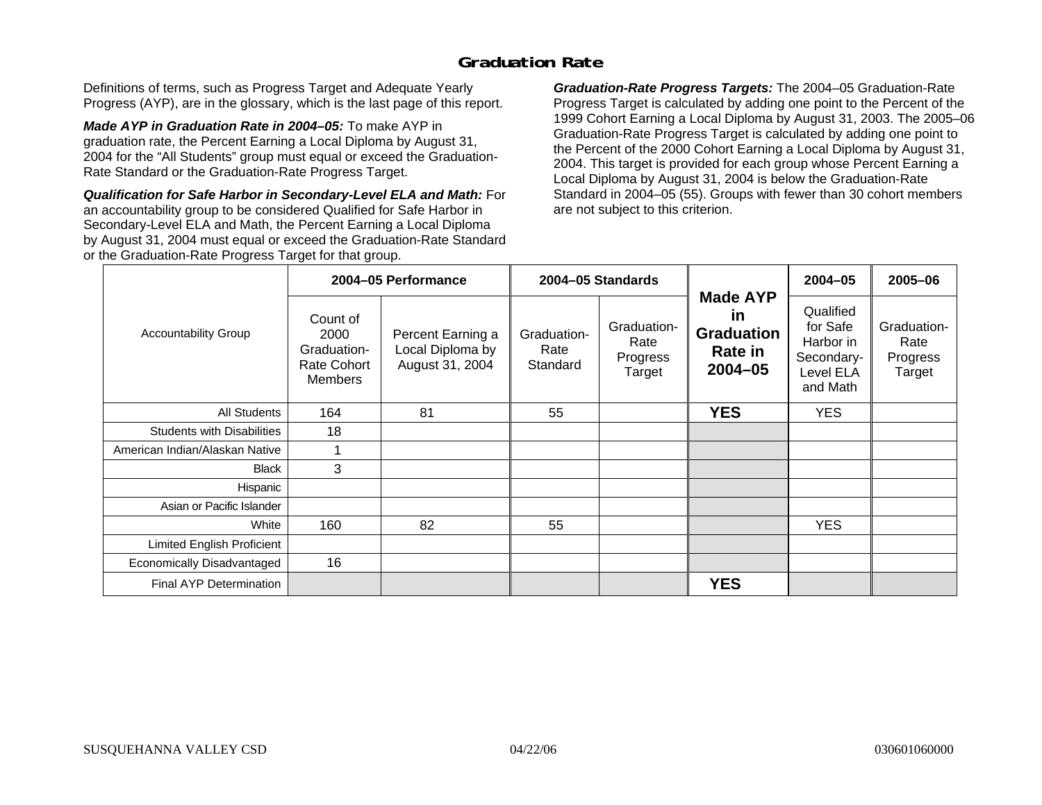## Graduation Rate

Definitions of terms, such as Progress Target and Adequate Yearly Progress (AYP), are in the glossary, which is the last page of this report.

***Made AYP in Graduation Rate in 2004–05:*** To make AYP in graduation rate, the Percent Earning a Local Diploma by August 31, 2004 for the "All Students" group must equal or exceed the Graduation-Rate Standard or the Graduation-Rate Progress Target.

***Qualification for Safe Harbor in Secondary-Level ELA and Math:*** For an accountability group to be considered Qualified for Safe Harbor in Secondary-Level ELA and Math, the Percent Earning a Local Diploma by August 31, 2004 must equal or exceed the Graduation-Rate Standard or the Graduation-Rate Progress Target for that group.

***Graduation-Rate Progress Targets:*** The 2004–05 Graduation-Rate Progress Target is calculated by adding one point to the Percent of the 1999 Cohort Earning a Local Diploma by August 31, 2003. The 2005–06 Graduation-Rate Progress Target is calculated by adding one point to the Percent of the 2000 Cohort Earning a Local Diploma by August 31, 2004. This target is provided for each group whose Percent Earning a Local Diploma by August 31, 2004 is below the Graduation-Rate Standard in 2004–05 (55). Groups with fewer than 30 cohort members are not subject to this criterion.

| Accountability Group | 2004–05 Performance | | 2004–05 Standards | | Made AYP in Graduation Rate in 2004–05 | 2004–05 | 2005–06 |
|---|---|---|---|---|---|---|---|
| | Count of 2000 Graduation-Rate Cohort Members | Percent Earning a Local Diploma by August 31, 2004 | Graduation-Rate Standard | Graduation-Rate Progress Target | | Qualified for Safe Harbor in Secondary-Level ELA and Math | Graduation-Rate Progress Target |
| All Students | 164 | 81 | 55 | | **YES** | YES | |
| Students with Disabilities | 18 | | | | | | |
| American Indian/Alaskan Native | 1 | | | | | | |
| Black | 3 | | | | | | |
| Hispanic | | | | | | | |
| Asian or Pacific Islander | | | | | | | |
| White | 160 | 82 | 55 | | | YES | |
| Limited English Proficient | | | | | | | |
| Economically Disadvantaged | 16 | | | | | | |
| Final AYP Determination | | | | | **YES** | | |

SUSQUEHANNA VALLEY CSD 04/22/06 030601060000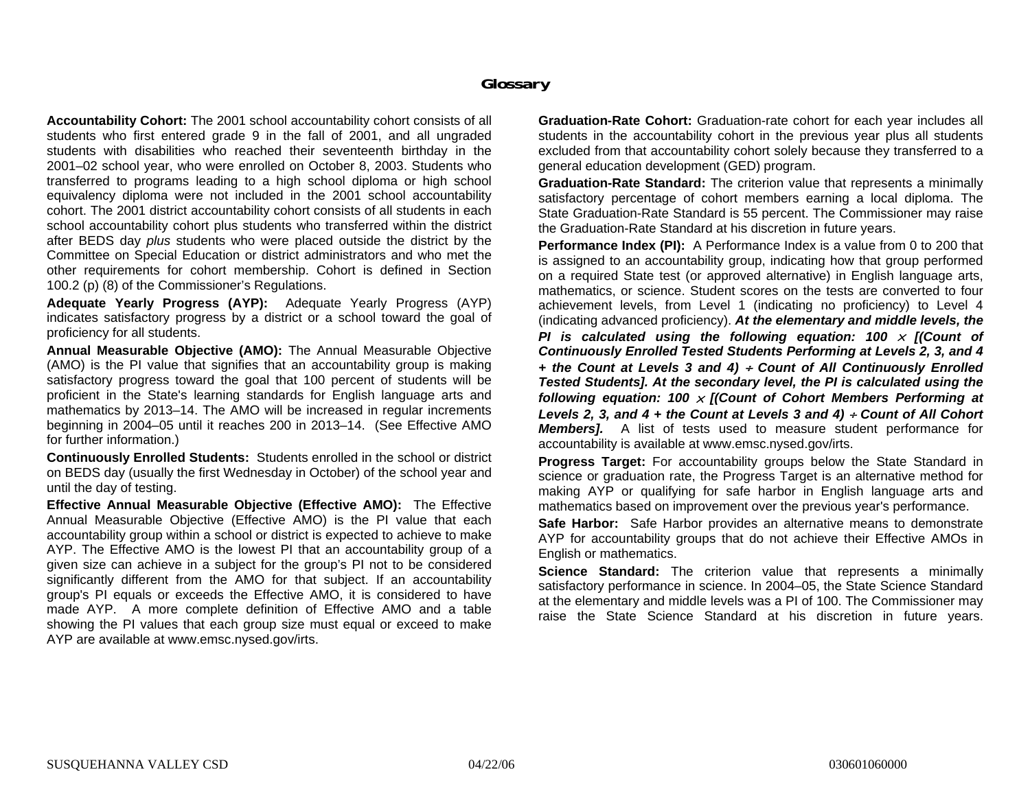# Glossary

**Accountability Cohort:** The 2001 school accountability cohort consists of all students who first entered grade 9 in the fall of 2001, and all ungraded students with disabilities who reached their seventeenth birthday in the 2001–02 school year, who were enrolled on October 8, 2003. Students who transferred to programs leading to a high school diploma or high school equivalency diploma were not included in the 2001 school accountability cohort. The 2001 district accountability cohort consists of all students in each school accountability cohort plus students who transferred within the district after BEDS day *plus* students who were placed outside the district by the Committee on Special Education or district administrators and who met the other requirements for cohort membership. Cohort is defined in Section 100.2 (p) (8) of the Commissioner's Regulations.

**Adequate Yearly Progress (AYP):** Adequate Yearly Progress (AYP) indicates satisfactory progress by a district or a school toward the goal of proficiency for all students.

**Annual Measurable Objective (AMO):** The Annual Measurable Objective (AMO) is the PI value that signifies that an accountability group is making satisfactory progress toward the goal that 100 percent of students will be proficient in the State's learning standards for English language arts and mathematics by 2013–14. The AMO will be increased in regular increments beginning in 2004–05 until it reaches 200 in 2013–14. (See Effective AMO for further information.)

**Continuously Enrolled Students:** Students enrolled in the school or district on BEDS day (usually the first Wednesday in October) of the school year and until the day of testing.

**Effective Annual Measurable Objective (Effective AMO):** The Effective Annual Measurable Objective (Effective AMO) is the PI value that each accountability group within a school or district is expected to achieve to make AYP. The Effective AMO is the lowest PI that an accountability group of a given size can achieve in a subject for the group's PI not to be considered significantly different from the AMO for that subject. If an accountability group's PI equals or exceeds the Effective AMO, it is considered to have made AYP. A more complete definition of Effective AMO and a table showing the PI values that each group size must equal or exceed to make AYP are available at www.emsc.nysed.gov/irts.

**Graduation-Rate Cohort:** Graduation-rate cohort for each year includes all students in the accountability cohort in the previous year plus all students excluded from that accountability cohort solely because they transferred to a general education development (GED) program.

**Graduation-Rate Standard:** The criterion value that represents a minimally satisfactory percentage of cohort members earning a local diploma. The State Graduation-Rate Standard is 55 percent. The Commissioner may raise the Graduation-Rate Standard at his discretion in future years.

**Performance Index (PI):** A Performance Index is a value from 0 to 200 that is assigned to an accountability group, indicating how that group performed on a required State test (or approved alternative) in English language arts, mathematics, or science. Student scores on the tests are converted to four achievement levels, from Level 1 (indicating no proficiency) to Level 4 (indicating advanced proficiency). ***At the elementary and middle levels, the PI is calculated using the following equation: 100 × [(Count of Continuously Enrolled Tested Students Performing at Levels 2, 3, and 4 + the Count at Levels 3 and 4) ÷ Count of All Continuously Enrolled Tested Students]. At the secondary level, the PI is calculated using the following equation: 100 × [(Count of Cohort Members Performing at Levels 2, 3, and 4 + the Count at Levels 3 and 4) ÷ Count of All Cohort Members].*** A list of tests used to measure student performance for accountability is available at www.emsc.nysed.gov/irts.

**Progress Target:** For accountability groups below the State Standard in science or graduation rate, the Progress Target is an alternative method for making AYP or qualifying for safe harbor in English language arts and mathematics based on improvement over the previous year's performance.

**Safe Harbor:** Safe Harbor provides an alternative means to demonstrate AYP for accountability groups that do not achieve their Effective AMOs in English or mathematics.

**Science Standard:** The criterion value that represents a minimally satisfactory performance in science. In 2004–05, the State Science Standard at the elementary and middle levels was a PI of 100. The Commissioner may raise the State Science Standard at his discretion in future years.